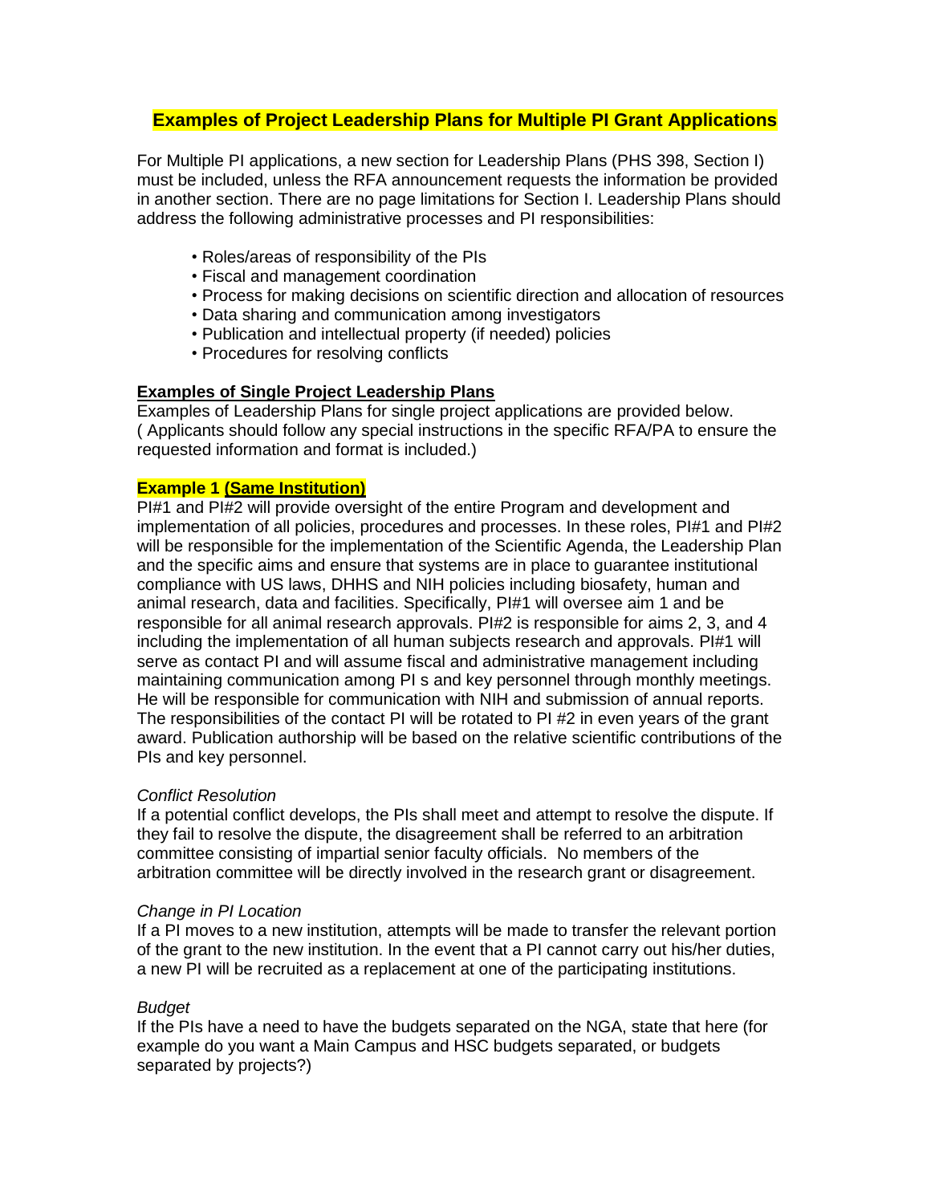# Examples of Project Leadership Plans for Multiple PI Grant Applications

For Multiple PI applications, a new section for Leadership Plans (PHS 398, Section I) must be included, unless the RFA announcement requests the information be provided in another section. There are no page limitations for Section I. Leadership Plans should address the following administrative processes and PI responsibilities:

- Roles/areas of responsibility of the PIs
- Fiscal and management coordination
- Process for making decisions on scientific direction and allocation of resources
- Data sharing and communication among investigators
- Publication and intellectual property (if needed) policies
- Procedures for resolving conflicts

## Examples of Single Project Leadership Plans

Examples of Leadership Plans for single project applications are provided below. ( Applicants should follow any special instructions in the specific RFA/PA to ensure the requested information and format is included.)

### Example 1 (Same Institution)

PI#1 and PI#2 will provide oversight of the entire Program and development and implementation of all policies, procedures and processes. In these roles, PI#1 and PI#2 will be responsible for the implementation of the Scientific Agenda, the Leadership Plan and the specific aims and ensure that systems are in place to guarantee institutional compliance with US laws, DHHS and NIH policies including biosafety, human and animal research, data and facilities. Specifically, PI#1 will oversee aim 1 and be responsible for all animal research approvals. PI#2 is responsible for aims 2, 3, and 4 including the implementation of all human subjects research and approvals. PI#1 will serve as contact PI and will assume fiscal and administrative management including maintaining communication among PI s and key personnel through monthly meetings. He will be responsible for communication with NIH and submission of annual reports. The responsibilities of the contact PI will be rotated to PI #2 in even years of the grant award. Publication authorship will be based on the relative scientific contributions of the PIs and key personnel.

*Conflict Resolution*

If a potential conflict develops, the PIs shall meet and attempt to resolve the dispute. If they fail to resolve the dispute, the disagreement shall be referred to an arbitration committee consisting of impartial senior faculty officials. No members of the arbitration committee will be directly involved in the research grant or disagreement.

*Change in PI Location*

If a PI moves to a new institution, attempts will be made to transfer the relevant portion of the grant to the new institution. In the event that a PI cannot carry out his/her duties, a new PI will be recruited as a replacement at one of the participating institutions.

*Budget*

If the PIs have a need to have the budgets separated on the NGA, state that here (for example do you want a Main Campus and HSC budgets separated, or budgets separated by projects?)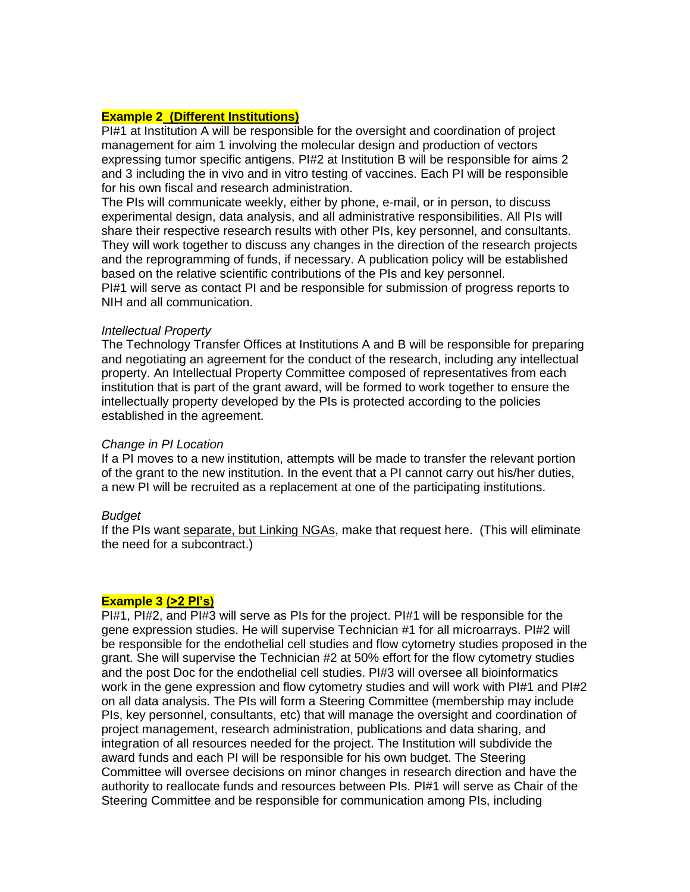**Example 2 (Different Institutions)**

PI#1 at Institution A will be responsible for the oversight and coordination of project management for aim 1 involving the molecular design and production of vectors expressing tumor specific antigens. PI#2 at Institution B will be responsible for aims 2 and 3 including the in vivo and in vitro testing of vaccines. Each PI will be responsible for his own fiscal and research administration.

The PIs will communicate weekly, either by phone, e-mail, or in person, to discuss experimental design, data analysis, and all administrative responsibilities. All PIs will share their respective research results with other PIs, key personnel, and consultants. They will work together to discuss any changes in the direction of the research projects and the reprogramming of funds, if necessary. A publication policy will be established based on the relative scientific contributions of the PIs and key personnel.

PI#1 will serve as contact PI and be responsible for submission of progress reports to NIH and all communication.

*Intellectual Property*

The Technology Transfer Offices at Institutions A and B will be responsible for preparing and negotiating an agreement for the conduct of the research, including any intellectual property. An Intellectual Property Committee composed of representatives from each institution that is part of the grant award, will be formed to work together to ensure the intellectually property developed by the PIs is protected according to the policies established in the agreement.

*Change in PI Location*

If a PI moves to a new institution, attempts will be made to transfer the relevant portion of the grant to the new institution. In the event that a PI cannot carry out his/her duties, a new PI will be recruited as a replacement at one of the participating institutions.

*Budget*

If the PIs want separate, but Linking NGAs, make that request here. (This will eliminate the need for a subcontract.)

**Example 3 (>2 PI's)**

PI#1, PI#2, and PI#3 will serve as PIs for the project. PI#1 will be responsible for the gene expression studies. He will supervise Technician #1 for all microarrays. PI#2 will be responsible for the endothelial cell studies and flow cytometry studies proposed in the grant. She will supervise the Technician #2 at 50% effort for the flow cytometry studies and the post Doc for the endothelial cell studies. PI#3 will oversee all bioinformatics work in the gene expression and flow cytometry studies and will work with PI#1 and PI#2 on all data analysis. The PIs will form a Steering Committee (membership may include PIs, key personnel, consultants, etc) that will manage the oversight and coordination of project management, research administration, publications and data sharing, and integration of all resources needed for the project. The Institution will subdivide the award funds and each PI will be responsible for his own budget. The Steering Committee will oversee decisions on minor changes in research direction and have the authority to reallocate funds and resources between PIs. PI#1 will serve as Chair of the Steering Committee and be responsible for communication among PIs, including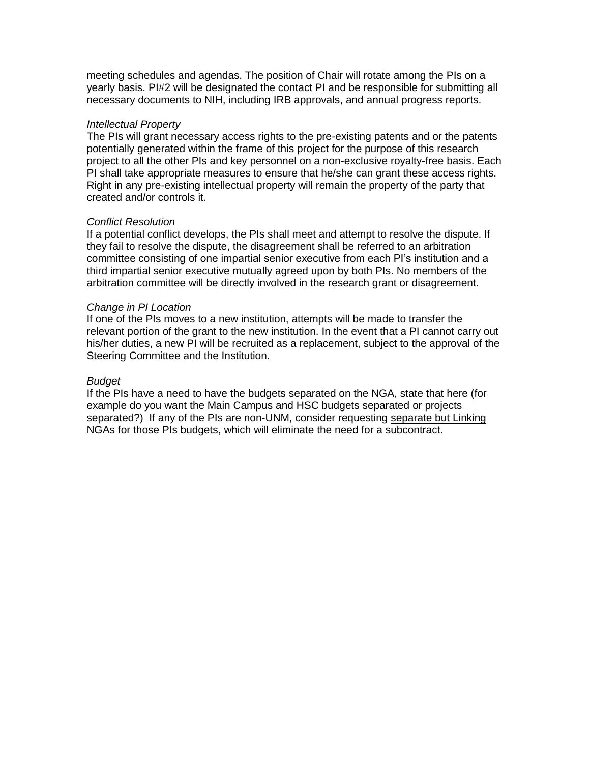meeting schedules and agendas. The position of Chair will rotate among the PIs on a yearly basis. PI#2 will be designated the contact PI and be responsible for submitting all necessary documents to NIH, including IRB approvals, and annual progress reports.

*Intellectual Property*

The PIs will grant necessary access rights to the pre-existing patents and or the patents potentially generated within the frame of this project for the purpose of this research project to all the other PIs and key personnel on a non-exclusive royalty-free basis. Each PI shall take appropriate measures to ensure that he/she can grant these access rights. Right in any pre-existing intellectual property will remain the property of the party that created and/or controls it.

*Conflict Resolution*

If a potential conflict develops, the PIs shall meet and attempt to resolve the dispute. If they fail to resolve the dispute, the disagreement shall be referred to an arbitration committee consisting of one impartial senior executive from each PI's institution and a third impartial senior executive mutually agreed upon by both PIs. No members of the arbitration committee will be directly involved in the research grant or disagreement.

*Change in PI Location*

If one of the PIs moves to a new institution, attempts will be made to transfer the relevant portion of the grant to the new institution. In the event that a PI cannot carry out his/her duties, a new PI will be recruited as a replacement, subject to the approval of the Steering Committee and the Institution.

*Budget*

If the PIs have a need to have the budgets separated on the NGA, state that here (for example do you want the Main Campus and HSC budgets separated or projects separated?) If any of the PIs are non-UNM, consider requesting separate but Linking NGAs for those PIs budgets, which will eliminate the need for a subcontract.